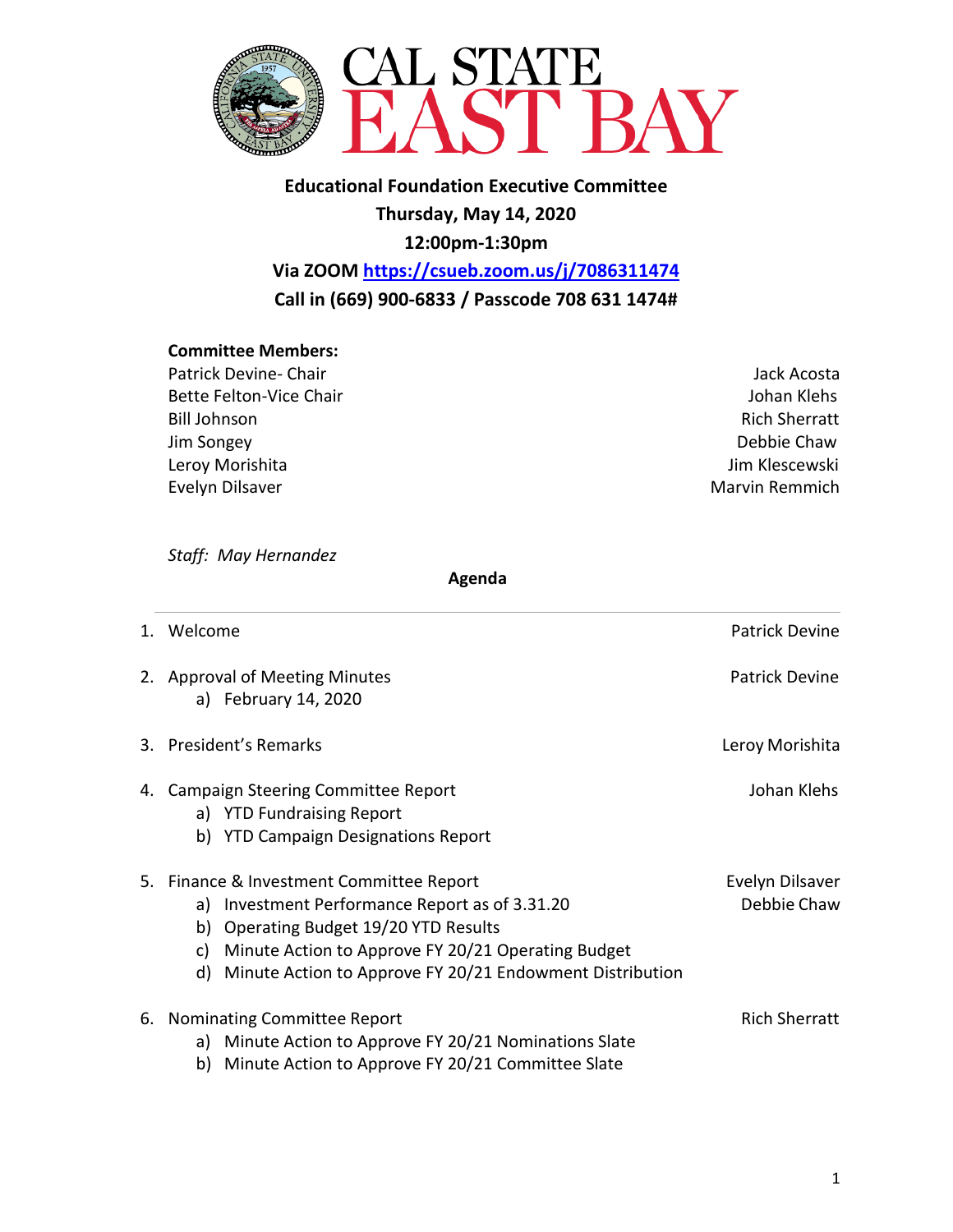# CAL STATE EAST BAY

**Educational Foundation Executive Committee**
**Thursday, May 14, 2020**
**12:00pm-1:30pm**
**Via ZOOM [https://csueb.zoom.us/j/7086311474](https://csueb.zoom.us/j/7086311474)**
**Call in (669) 900-6833 / Passcode 708 631 1474#**

**Committee Members:**

Patrick Devine- Chair
Bette Felton-Vice Chair
Bill Johnson
Jim Songey
Leroy Morishita
Evelyn Dilsaver
Jack Acosta
Johan Klehs
Rich Sherratt
Debbie Chaw
Jim Klescewski
Marvin Remmich

*Staff: May Hernandez*

**Agenda**

1. Welcome — Patrick Devine

2. Approval of Meeting Minutes — Patrick Devine
   a) February 14, 2020

3. President's Remarks — Leroy Morishita

4. Campaign Steering Committee Report — Johan Klehs
   a) YTD Fundraising Report
   b) YTD Campaign Designations Report

5. Finance & Investment Committee Report — Evelyn Dilsaver, Debbie Chaw
   a) Investment Performance Report as of 3.31.20
   b) Operating Budget 19/20 YTD Results
   c) Minute Action to Approve FY 20/21 Operating Budget
   d) Minute Action to Approve FY 20/21 Endowment Distribution

6. Nominating Committee Report — Rich Sherratt
   a) Minute Action to Approve FY 20/21 Nominations Slate
   b) Minute Action to Approve FY 20/21 Committee Slate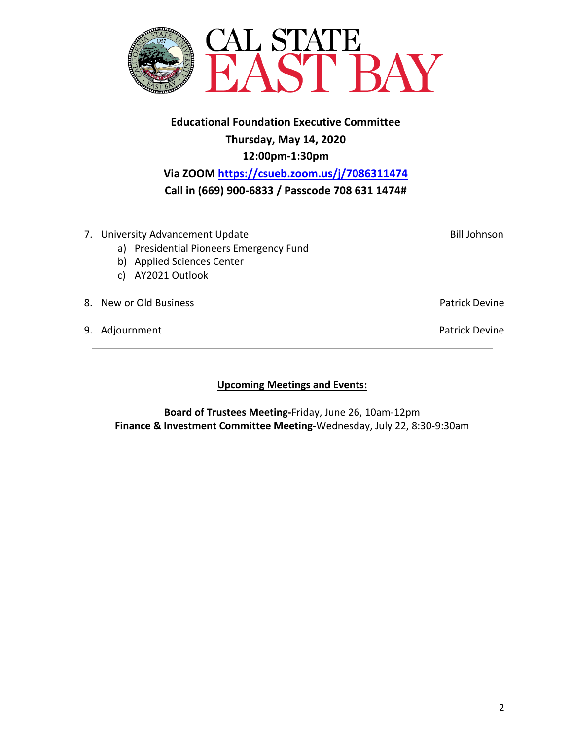**Educational Foundation Executive Committee**
**Thursday, May 14, 2020**
**12:00pm-1:30pm**
**Via ZOOM https://csueb.zoom.us/j/7086311474**
**Call in (669) 900-6833 / Passcode 708 631 1474#**

7. University Advancement Update — Bill Johnson
   a) Presidential Pioneers Emergency Fund
   b) Applied Sciences Center
   c) AY2021 Outlook

8. New or Old Business — Patrick Devine

9. Adjournment — Patrick Devine

---

**Upcoming Meetings and Events:**

**Board of Trustees Meeting-**Friday, June 26, 10am-12pm
**Finance & Investment Committee Meeting-**Wednesday, July 22, 8:30-9:30am